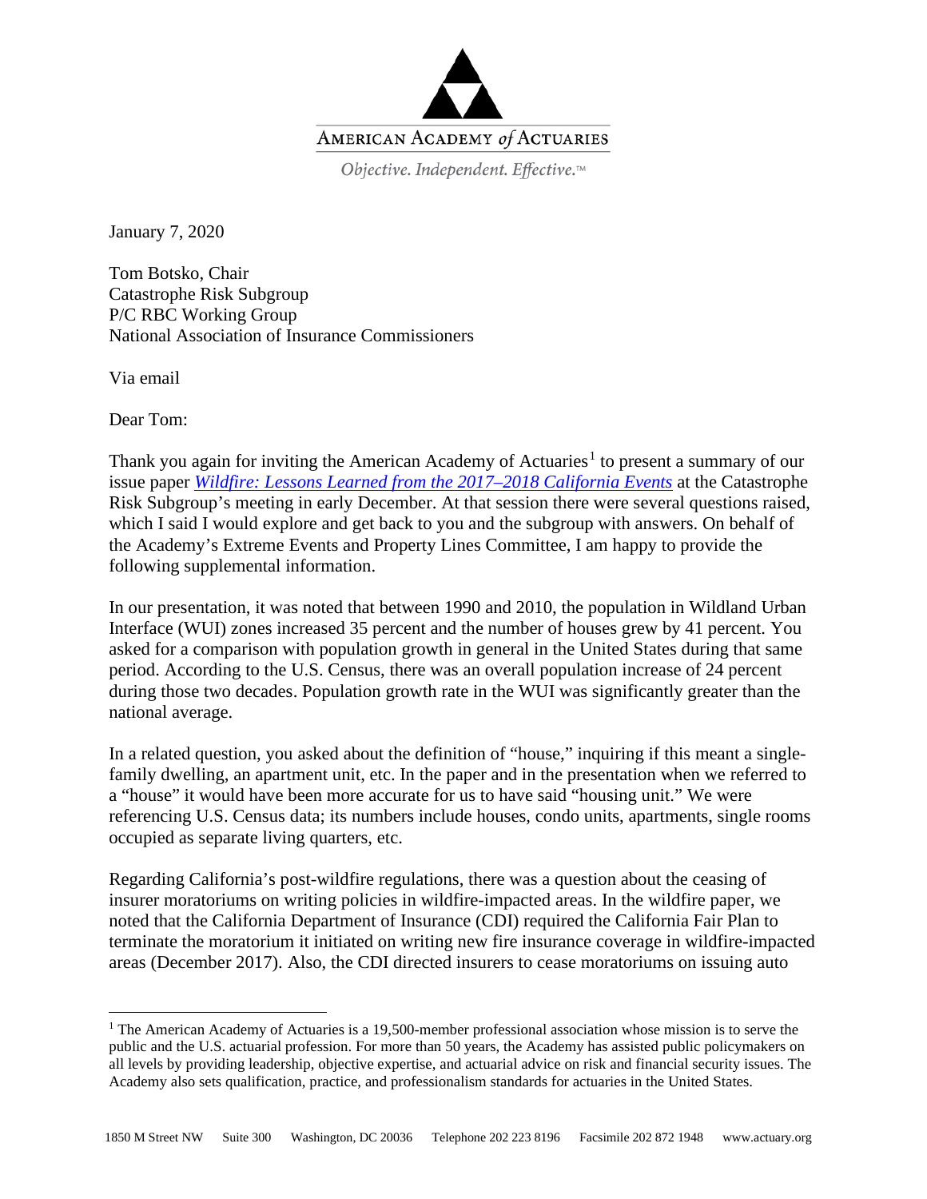AMERICAN ACADEMY *of* ACTUARIES

*Objective. Independent. Effective.*™

January 7, 2020

Tom Botsko, Chair
Catastrophe Risk Subgroup
P/C RBC Working Group
National Association of Insurance Commissioners

Via email

Dear Tom:

Thank you again for inviting the American Academy of Actuaries[1] to present a summary of our issue paper *Wildfire: Lessons Learned from the 2017–2018 California Events* at the Catastrophe Risk Subgroup's meeting in early December. At that session there were several questions raised, which I said I would explore and get back to you and the subgroup with answers. On behalf of the Academy's Extreme Events and Property Lines Committee, I am happy to provide the following supplemental information.

In our presentation, it was noted that between 1990 and 2010, the population in Wildland Urban Interface (WUI) zones increased 35 percent and the number of houses grew by 41 percent. You asked for a comparison with population growth in general in the United States during that same period. According to the U.S. Census, there was an overall population increase of 24 percent during those two decades. Population growth rate in the WUI was significantly greater than the national average.

In a related question, you asked about the definition of "house," inquiring if this meant a single-family dwelling, an apartment unit, etc. In the paper and in the presentation when we referred to a "house" it would have been more accurate for us to have said "housing unit." We were referencing U.S. Census data; its numbers include houses, condo units, apartments, single rooms occupied as separate living quarters, etc.

Regarding California's post-wildfire regulations, there was a question about the ceasing of insurer moratoriums on writing policies in wildfire-impacted areas. In the wildfire paper, we noted that the California Department of Insurance (CDI) required the California Fair Plan to terminate the moratorium it initiated on writing new fire insurance coverage in wildfire-impacted areas (December 2017). Also, the CDI directed insurers to cease moratoriums on issuing auto

[1] The American Academy of Actuaries is a 19,500-member professional association whose mission is to serve the public and the U.S. actuarial profession. For more than 50 years, the Academy has assisted public policymakers on all levels by providing leadership, objective expertise, and actuarial advice on risk and financial security issues. The Academy also sets qualification, practice, and professionalism standards for actuaries in the United States.

1850 M Street NW Suite 300 Washington, DC 20036 Telephone 202 223 8196 Facsimile 202 872 1948 www.actuary.org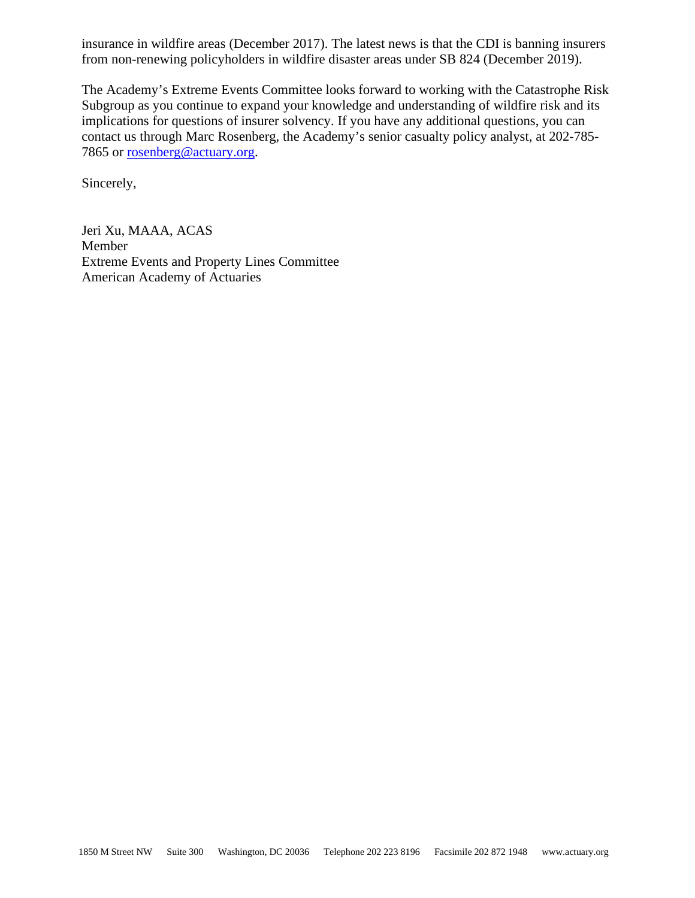insurance in wildfire areas (December 2017). The latest news is that the CDI is banning insurers from non-renewing policyholders in wildfire disaster areas under SB 824 (December 2019).

The Academy's Extreme Events Committee looks forward to working with the Catastrophe Risk Subgroup as you continue to expand your knowledge and understanding of wildfire risk and its implications for questions of insurer solvency. If you have any additional questions, you can contact us through Marc Rosenberg, the Academy's senior casualty policy analyst, at 202-785-7865 or rosenberg@actuary.org.

Sincerely,

Jeri Xu, MAAA, ACAS
Member
Extreme Events and Property Lines Committee
American Academy of Actuaries